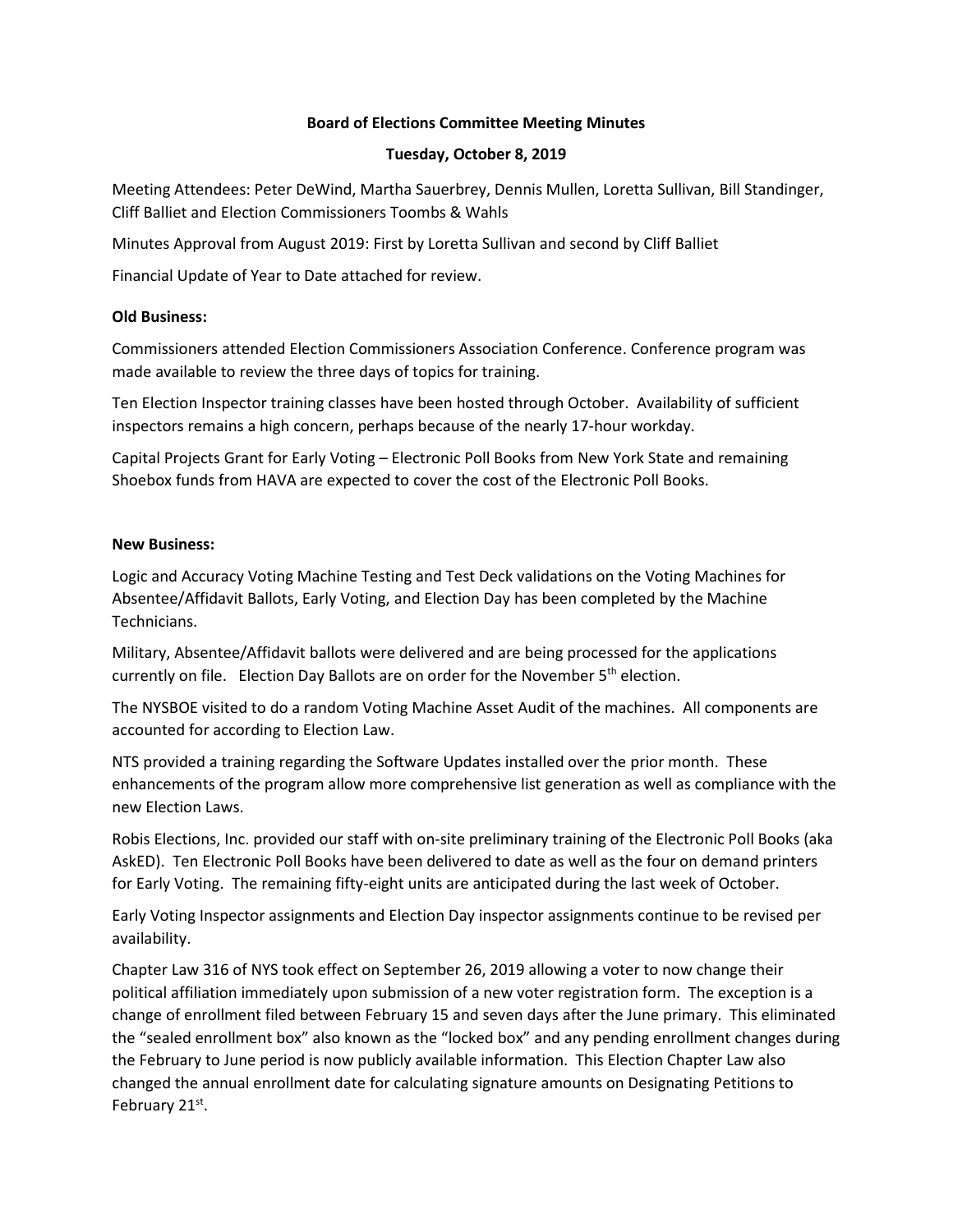# Board of Elections Committee Meeting Minutes

## Tuesday, October 8, 2019

Meeting Attendees: Peter DeWind, Martha Sauerbrey, Dennis Mullen, Loretta Sullivan, Bill Standinger, Cliff Balliet and Election Commissioners Toombs & Wahls

Minutes Approval from August 2019: First by Loretta Sullivan and second by Cliff Balliet

Financial Update of Year to Date attached for review.

**Old Business:**

Commissioners attended Election Commissioners Association Conference. Conference program was made available to review the three days of topics for training.

Ten Election Inspector training classes have been hosted through October. Availability of sufficient inspectors remains a high concern, perhaps because of the nearly 17-hour workday.

Capital Projects Grant for Early Voting – Electronic Poll Books from New York State and remaining Shoebox funds from HAVA are expected to cover the cost of the Electronic Poll Books.

**New Business:**

Logic and Accuracy Voting Machine Testing and Test Deck validations on the Voting Machines for Absentee/Affidavit Ballots, Early Voting, and Election Day has been completed by the Machine Technicians.

Military, Absentee/Affidavit ballots were delivered and are being processed for the applications currently on file. Election Day Ballots are on order for the November 5th election.

The NYSBOE visited to do a random Voting Machine Asset Audit of the machines. All components are accounted for according to Election Law.

NTS provided a training regarding the Software Updates installed over the prior month. These enhancements of the program allow more comprehensive list generation as well as compliance with the new Election Laws.

Robis Elections, Inc. provided our staff with on-site preliminary training of the Electronic Poll Books (aka AskED). Ten Electronic Poll Books have been delivered to date as well as the four on demand printers for Early Voting. The remaining fifty-eight units are anticipated during the last week of October.

Early Voting Inspector assignments and Election Day inspector assignments continue to be revised per availability.

Chapter Law 316 of NYS took effect on September 26, 2019 allowing a voter to now change their political affiliation immediately upon submission of a new voter registration form. The exception is a change of enrollment filed between February 15 and seven days after the June primary. This eliminated the "sealed enrollment box" also known as the "locked box" and any pending enrollment changes during the February to June period is now publicly available information. This Election Chapter Law also changed the annual enrollment date for calculating signature amounts on Designating Petitions to February 21st.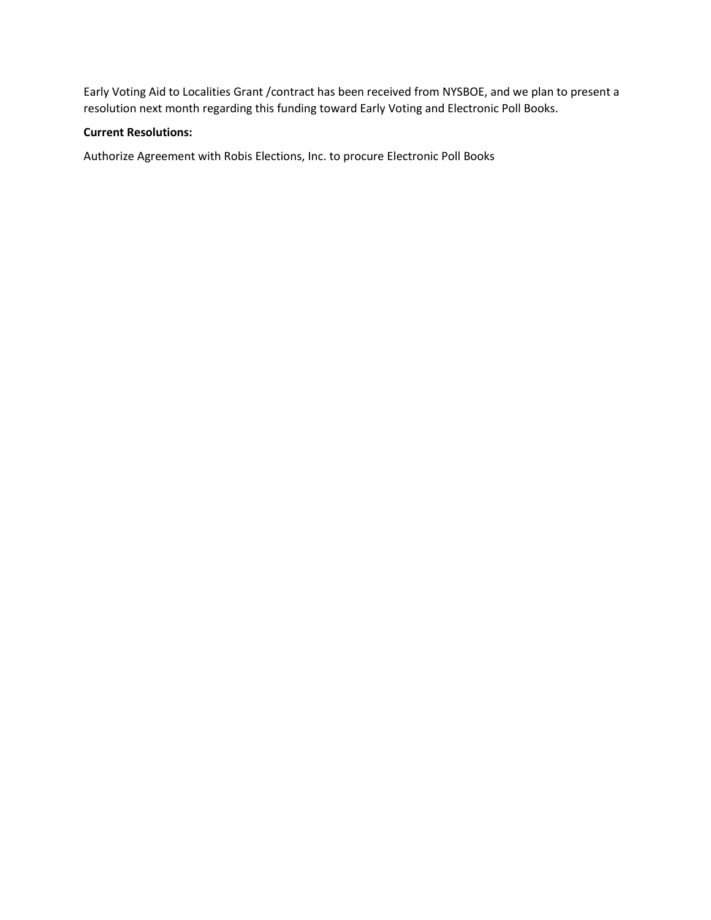Early Voting Aid to Localities Grant /contract has been received from NYSBOE, and we plan to present a resolution next month regarding this funding toward Early Voting and Electronic Poll Books.

**Current Resolutions:**

Authorize Agreement with Robis Elections, Inc. to procure Electronic Poll Books